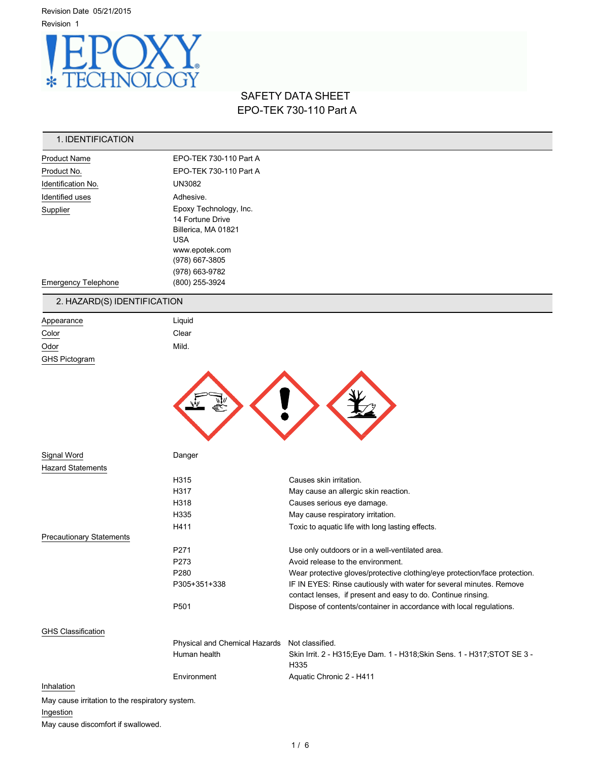Revision Date 05/21/2015

Revision 1

# SAFETY DATA SHEET
## EPO-TEK 730-110 Part A

## 1. IDENTIFICATION

| | |
|---|---|
| Product Name | EPO-TEK 730-110 Part A |
| Product No. | EPO-TEK 730-110 Part A |
| Identification No. | UN3082 |
| Identified uses | Adhesive. |
| Supplier | Epoxy Technology, Inc.<br>14 Fortune Drive<br>Billerica, MA 01821<br>USA<br>www.epotek.com<br>(978) 667-3805<br>(978) 663-9782 |
| Emergency Telephone | (800) 255-3924 |

## 2. HAZARD(S) IDENTIFICATION

| | |
|---|---|
| Appearance | Liquid |
| Color | Clear |
| Odor | Mild. |
| GHS Pictogram | |

| | |
|---|---|
| Signal Word | Danger |

**Hazard Statements**

| | |
|---|---|
| H315 | Causes skin irritation. |
| H317 | May cause an allergic skin reaction. |
| H318 | Causes serious eye damage. |
| H335 | May cause respiratory irritation. |
| H411 | Toxic to aquatic life with long lasting effects. |

**Precautionary Statements**

| | |
|---|---|
| P271 | Use only outdoors or in a well-ventilated area. |
| P273 | Avoid release to the environment. |
| P280 | Wear protective gloves/protective clothing/eye protection/face protection. |
| P305+351+338 | IF IN EYES: Rinse cautiously with water for several minutes. Remove contact lenses, if present and easy to do. Continue rinsing. |
| P501 | Dispose of contents/container in accordance with local regulations. |

**GHS Classification**

| | |
|---|---|
| Physical and Chemical Hazards | Not classified. |
| Human health | Skin Irrit. 2 - H315;Eye Dam. 1 - H318;Skin Sens. 1 - H317;STOT SE 3 - H335 |
| Environment | Aquatic Chronic 2 - H411 |

**Inhalation**

May cause irritation to the respiratory system.

**Ingestion**

May cause discomfort if swallowed.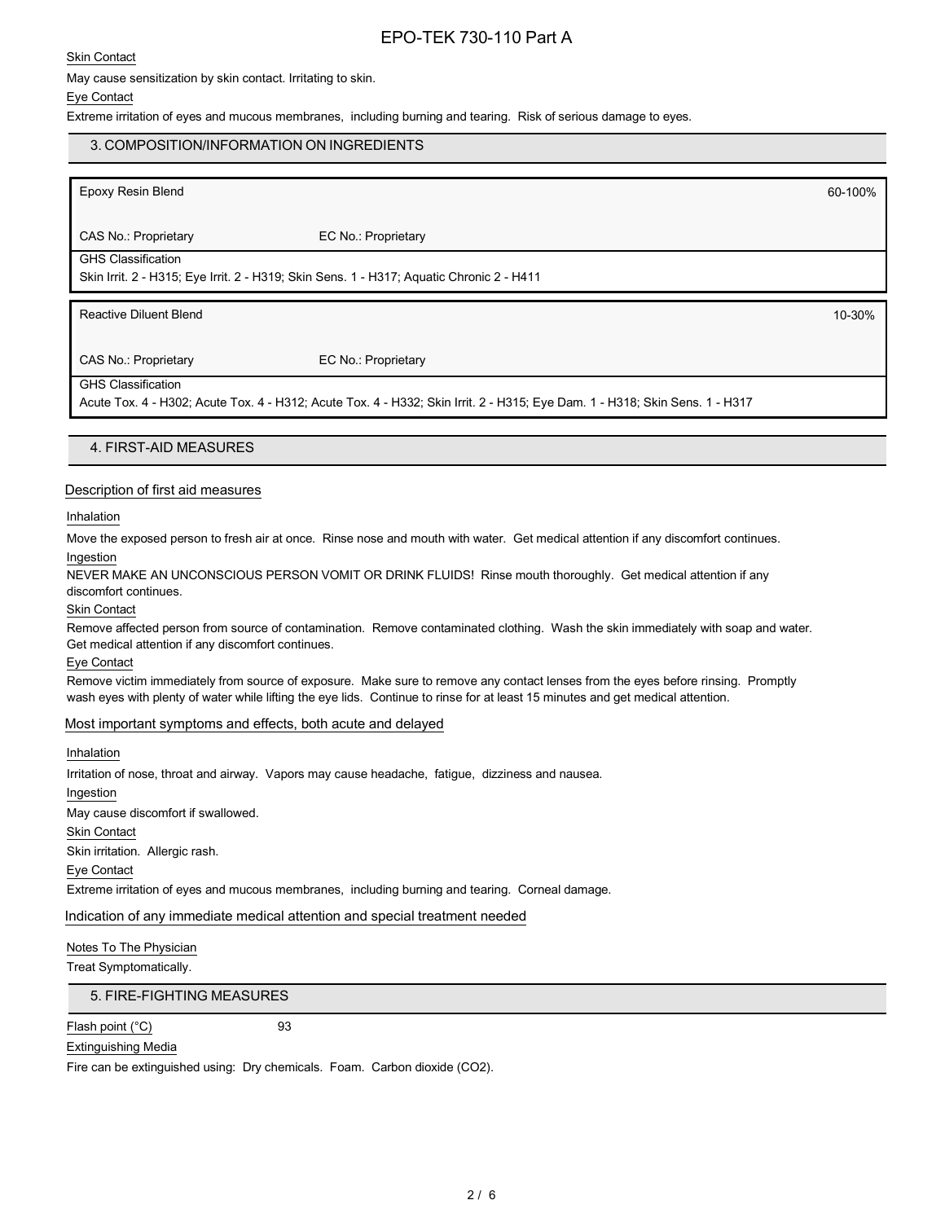Skin Contact

May cause sensitization by skin contact. Irritating to skin.

Eye Contact

Extreme irritation of eyes and mucous membranes, including burning and tearing. Risk of serious damage to eyes.

## 3. COMPOSITION/INFORMATION ON INGREDIENTS

| Epoxy Resin Blend | | 60-100% |
|---|---|---|
| CAS No.: Proprietary | EC No.: Proprietary | |
| GHS Classification<br>Skin Irrit. 2 - H315; Eye Irrit. 2 - H319; Skin Sens. 1 - H317; Aquatic Chronic 2 - H411 | | |

| Reactive Diluent Blend | | 10-30% |
|---|---|---|
| CAS No.: Proprietary | EC No.: Proprietary | |
| GHS Classification<br>Acute Tox. 4 - H302; Acute Tox. 4 - H312; Acute Tox. 4 - H332; Skin Irrit. 2 - H315; Eye Dam. 1 - H318; Skin Sens. 1 - H317 | | |

## 4. FIRST-AID MEASURES

### Description of first aid measures

Inhalation

Move the exposed person to fresh air at once. Rinse nose and mouth with water. Get medical attention if any discomfort continues.

Ingestion

NEVER MAKE AN UNCONSCIOUS PERSON VOMIT OR DRINK FLUIDS! Rinse mouth thoroughly. Get medical attention if any discomfort continues.

Skin Contact

Remove affected person from source of contamination. Remove contaminated clothing. Wash the skin immediately with soap and water. Get medical attention if any discomfort continues.

Eye Contact

Remove victim immediately from source of exposure. Make sure to remove any contact lenses from the eyes before rinsing. Promptly wash eyes with plenty of water while lifting the eye lids. Continue to rinse for at least 15 minutes and get medical attention.

### Most important symptoms and effects, both acute and delayed

Inhalation

Irritation of nose, throat and airway. Vapors may cause headache, fatigue, dizziness and nausea.

Ingestion

May cause discomfort if swallowed.

Skin Contact

Skin irritation. Allergic rash.

Eye Contact

Extreme irritation of eyes and mucous membranes, including burning and tearing. Corneal damage.

### Indication of any immediate medical attention and special treatment needed

Notes To The Physician

Treat Symptomatically.

## 5. FIRE-FIGHTING MEASURES

Flash point (°C) 93

Extinguishing Media

Fire can be extinguished using: Dry chemicals. Foam. Carbon dioxide ($CO_2$).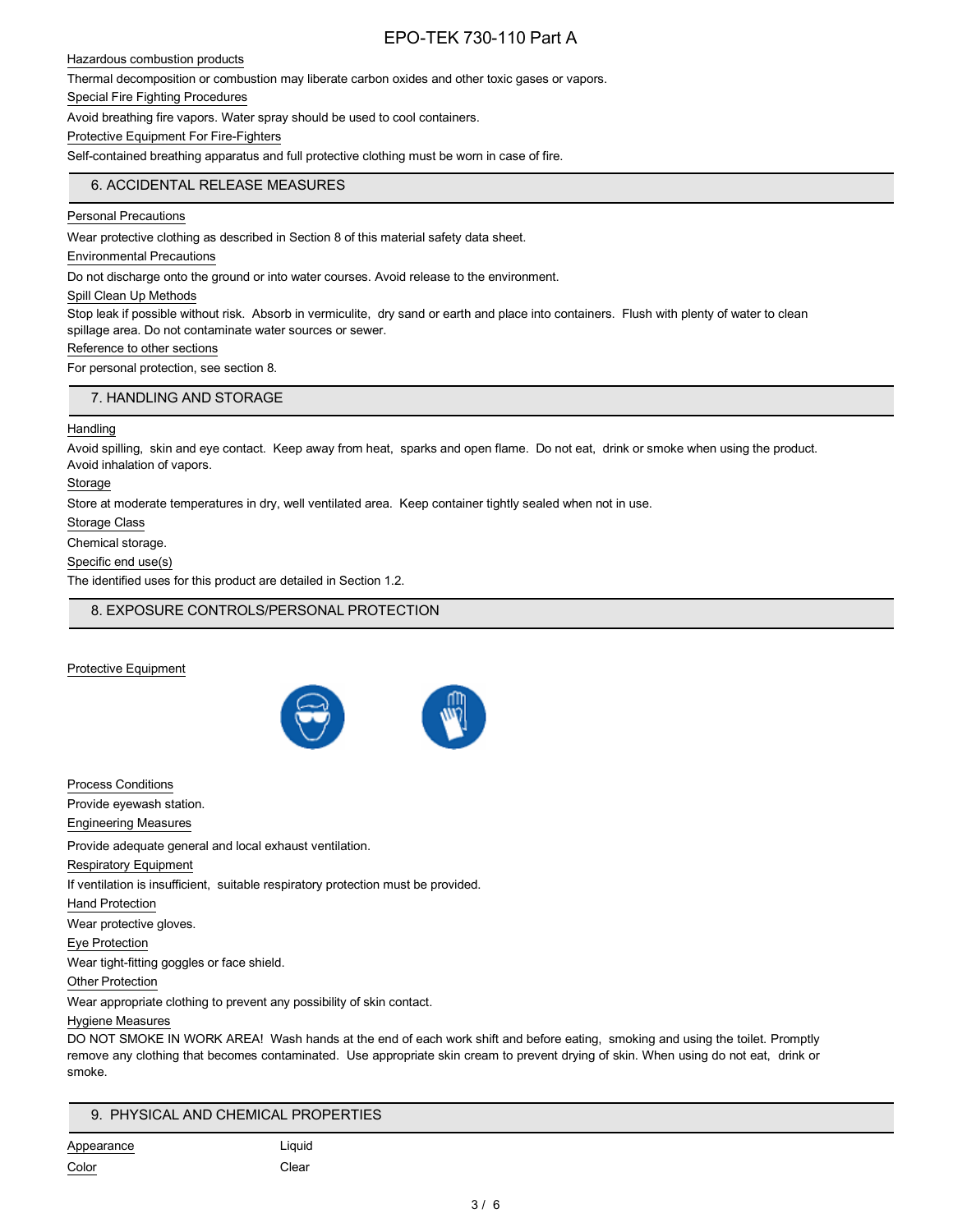Hazardous combustion products

Thermal decomposition or combustion may liberate carbon oxides and other toxic gases or vapors.

Special Fire Fighting Procedures

Avoid breathing fire vapors. Water spray should be used to cool containers.

Protective Equipment For Fire-Fighters

Self-contained breathing apparatus and full protective clothing must be worn in case of fire.

## 6. ACCIDENTAL RELEASE MEASURES

Personal Precautions

Wear protective clothing as described in Section 8 of this material safety data sheet.

Environmental Precautions

Do not discharge onto the ground or into water courses. Avoid release to the environment.

Spill Clean Up Methods

Stop leak if possible without risk. Absorb in vermiculite, dry sand or earth and place into containers. Flush with plenty of water to clean spillage area. Do not contaminate water sources or sewer.

Reference to other sections

For personal protection, see section 8.

## 7. HANDLING AND STORAGE

Handling

Avoid spilling, skin and eye contact. Keep away from heat, sparks and open flame. Do not eat, drink or smoke when using the product. Avoid inhalation of vapors.

Storage

Store at moderate temperatures in dry, well ventilated area. Keep container tightly sealed when not in use.

Storage Class

Chemical storage.

Specific end use(s)

The identified uses for this product are detailed in Section 1.2.

## 8. EXPOSURE CONTROLS/PERSONAL PROTECTION

Protective Equipment

Process Conditions

Provide eyewash station.

Engineering Measures

Provide adequate general and local exhaust ventilation.

Respiratory Equipment

If ventilation is insufficient, suitable respiratory protection must be provided.

Hand Protection

Wear protective gloves.

Eye Protection

Wear tight-fitting goggles or face shield.

Other Protection

Wear appropriate clothing to prevent any possibility of skin contact.

Hygiene Measures

DO NOT SMOKE IN WORK AREA! Wash hands at the end of each work shift and before eating, smoking and using the toilet. Promptly remove any clothing that becomes contaminated. Use appropriate skin cream to prevent drying of skin. When using do not eat, drink or smoke.

## 9. PHYSICAL AND CHEMICAL PROPERTIES

| Appearance | Liquid |
|---|---|
| Color | Clear |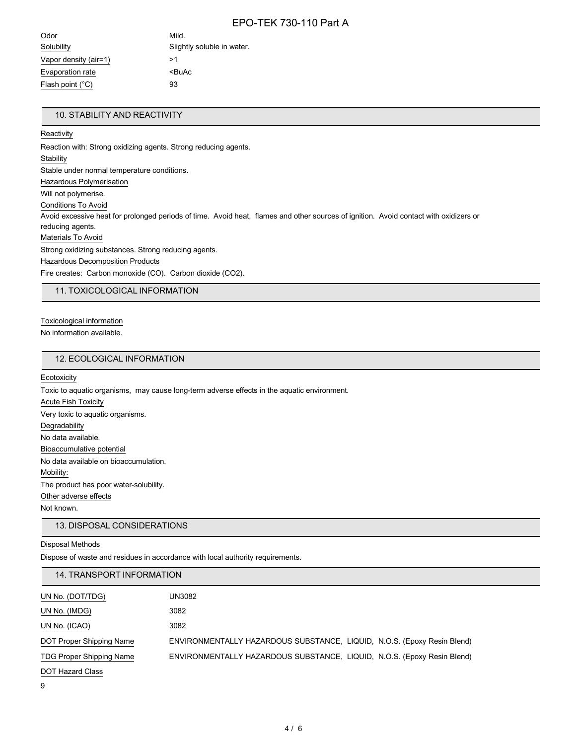| | |
|---|---|
| Odor | Mild. |
| Solubility | Slightly soluble in water. |
| Vapor density (air=1) | >1 |
| Evaporation rate | <BuAc |
| Flash point (°C) | 93 |

## 10. STABILITY AND REACTIVITY

Reactivity

Reaction with: Strong oxidizing agents. Strong reducing agents.

Stability

Stable under normal temperature conditions.

Hazardous Polymerisation

Will not polymerise.

Conditions To Avoid

Avoid excessive heat for prolonged periods of time. Avoid heat, flames and other sources of ignition. Avoid contact with oxidizers or reducing agents.

Materials To Avoid

Strong oxidizing substances. Strong reducing agents.

Hazardous Decomposition Products

Fire creates: Carbon monoxide (CO). Carbon dioxide ($CO_2$).

## 11. TOXICOLOGICAL INFORMATION

Toxicological information

No information available.

## 12. ECOLOGICAL INFORMATION

Ecotoxicity

Toxic to aquatic organisms, may cause long-term adverse effects in the aquatic environment.

Acute Fish Toxicity

Very toxic to aquatic organisms.

Degradability

No data available.

Bioaccumulative potential

No data available on bioaccumulation.

Mobility:

The product has poor water-solubility.

Other adverse effects

Not known.

## 13. DISPOSAL CONSIDERATIONS

Disposal Methods

Dispose of waste and residues in accordance with local authority requirements.

## 14. TRANSPORT INFORMATION

| | |
|---|---|
| UN No. (DOT/TDG) | UN3082 |
| UN No. (IMDG) | 3082 |
| UN No. (ICAO) | 3082 |
| DOT Proper Shipping Name | ENVIRONMENTALLY HAZARDOUS SUBSTANCE, LIQUID, N.O.S. (Epoxy Resin Blend) |
| TDG Proper Shipping Name | ENVIRONMENTALLY HAZARDOUS SUBSTANCE, LIQUID, N.O.S. (Epoxy Resin Blend) |

DOT Hazard Class

9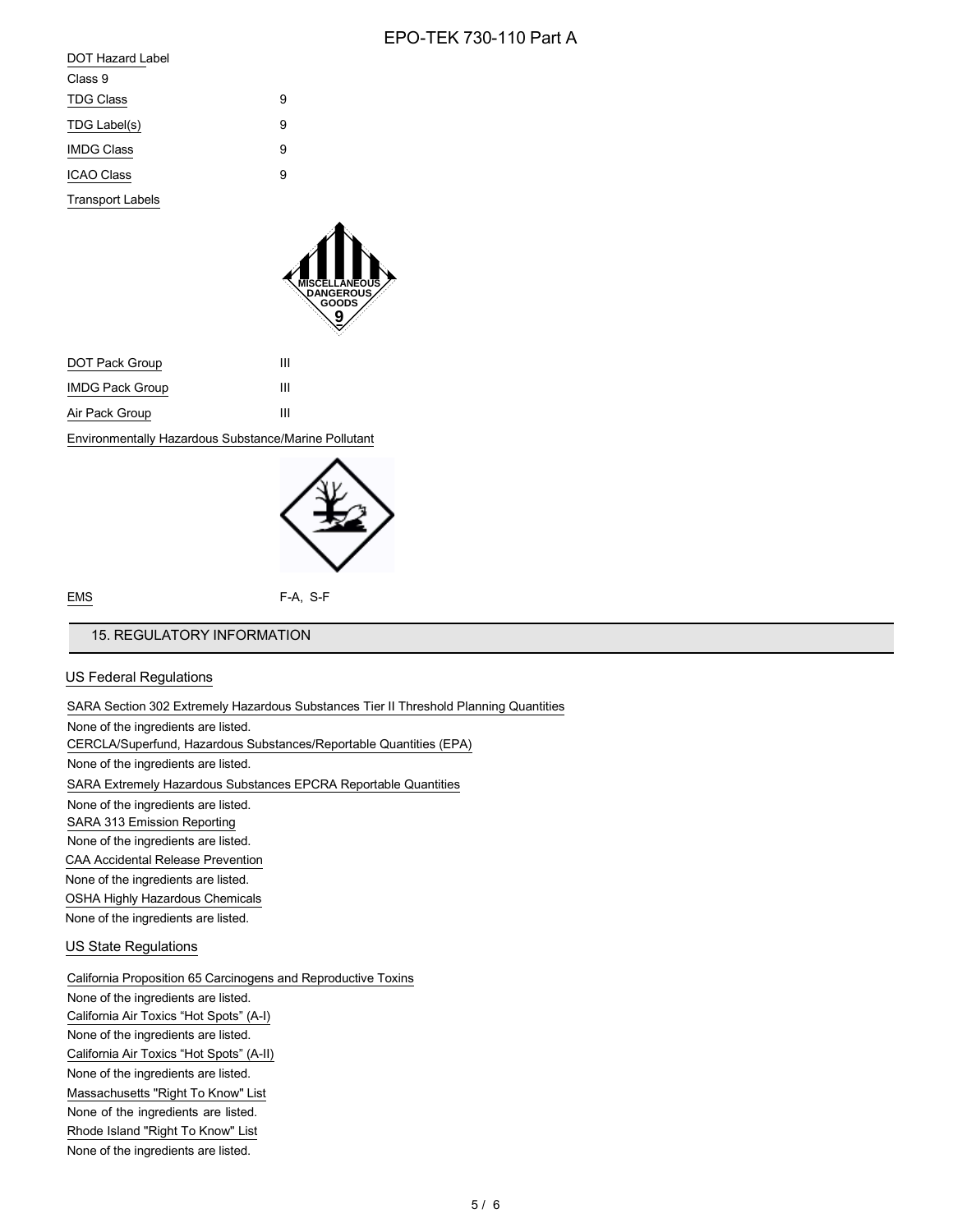DOT Hazard Label

Class 9

| | |
|---|---|
| TDG Class | 9 |
| TDG Label(s) | 9 |
| IMDG Class | 9 |
| ICAO Class | 9 |

Transport Labels

| | |
|---|---|
| DOT Pack Group | III |
| IMDG Pack Group | III |
| Air Pack Group | III |

Environmentally Hazardous Substance/Marine Pollutant

| | |
|---|---|
| EMS | F-A, S-F |

## 15. REGULATORY INFORMATION

### US Federal Regulations

SARA Section 302 Extremely Hazardous Substances Tier II Threshold Planning Quantities

None of the ingredients are listed.

CERCLA/Superfund, Hazardous Substances/Reportable Quantities (EPA)

None of the ingredients are listed.

SARA Extremely Hazardous Substances EPCRA Reportable Quantities

None of the ingredients are listed.

SARA 313 Emission Reporting

None of the ingredients are listed.

CAA Accidental Release Prevention

None of the ingredients are listed.

OSHA Highly Hazardous Chemicals

None of the ingredients are listed.

### US State Regulations

California Proposition 65 Carcinogens and Reproductive Toxins

None of the ingredients are listed.

California Air Toxics "Hot Spots" (A-I)

None of the ingredients are listed.

California Air Toxics "Hot Spots" (A-II)

None of the ingredients are listed.

Massachusetts "Right To Know" List

None of the ingredients are listed.

Rhode Island "Right To Know" List

None of the ingredients are listed.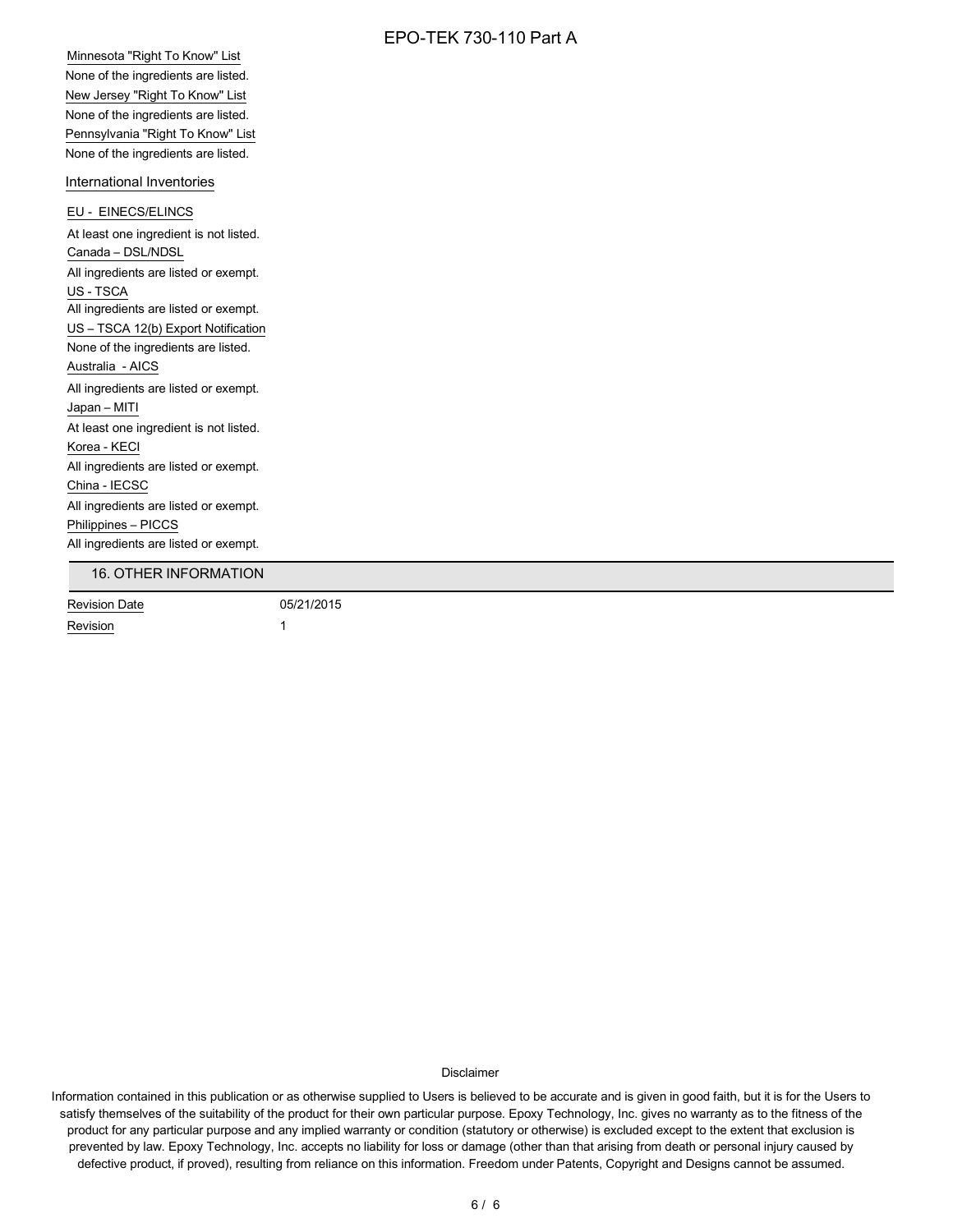Minnesota "Right To Know" List

None of the ingredients are listed.

New Jersey "Right To Know" List

None of the ingredients are listed.

Pennsylvania "Right To Know" List

None of the ingredients are listed.

### International Inventories

EU - EINECS/ELINCS

At least one ingredient is not listed.

Canada – DSL/NDSL

All ingredients are listed or exempt.

US - TSCA

All ingredients are listed or exempt.

US – TSCA 12(b) Export Notification

None of the ingredients are listed.

Australia - AICS

All ingredients are listed or exempt.

Japan – MITI

At least one ingredient is not listed.

Korea - KECI

All ingredients are listed or exempt.

China - IECSC

All ingredients are listed or exempt.

Philippines – PICCS

All ingredients are listed or exempt.

## 16. OTHER INFORMATION

| | |
|---|---|
| Revision Date | 05/21/2015 |
| Revision | 1 |

Disclaimer

Information contained in this publication or as otherwise supplied to Users is believed to be accurate and is given in good faith, but it is for the Users to satisfy themselves of the suitability of the product for their own particular purpose. Epoxy Technology, Inc. gives no warranty as to the fitness of the product for any particular purpose and any implied warranty or condition (statutory or otherwise) is excluded except to the extent that exclusion is prevented by law. Epoxy Technology, Inc. accepts no liability for loss or damage (other than that arising from death or personal injury caused by defective product, if proved), resulting from reliance on this information. Freedom under Patents, Copyright and Designs cannot be assumed.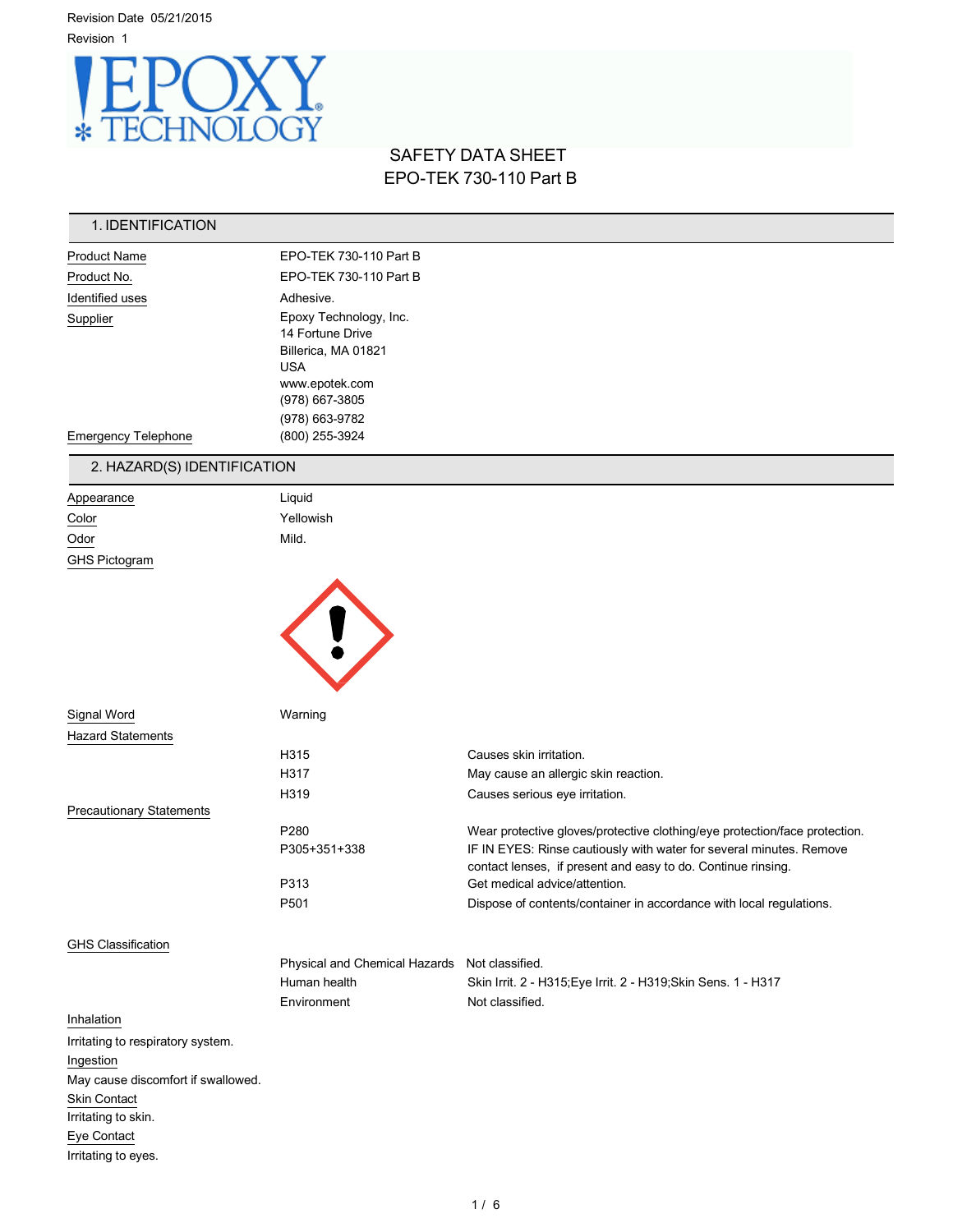Revision Date 05/21/2015

Revision 1

# SAFETY DATA SHEET
# EPO-TEK 730-110 Part B

## 1. IDENTIFICATION

| | |
|---|---|
| Product Name | EPO-TEK 730-110 Part B |
| Product No. | EPO-TEK 730-110 Part B |
| Identified uses | Adhesive. |
| Supplier | Epoxy Technology, Inc.<br>14 Fortune Drive<br>Billerica, MA 01821<br>USA<br>www.epotek.com<br>(978) 667-3805<br>(978) 663-9782 |
| Emergency Telephone | (800) 255-3924 |

## 2. HAZARD(S) IDENTIFICATION

| | |
|---|---|
| Appearance | Liquid |
| Color | Yellowish |
| Odor | Mild. |

GHS Pictogram

Signal Word: Warning

**Hazard Statements**

| | |
|---|---|
| H315 | Causes skin irritation. |
| H317 | May cause an allergic skin reaction. |
| H319 | Causes serious eye irritation. |

**Precautionary Statements**

| | |
|---|---|
| P280 | Wear protective gloves/protective clothing/eye protection/face protection. |
| P305+351+338 | IF IN EYES: Rinse cautiously with water for several minutes. Remove contact lenses, if present and easy to do. Continue rinsing. |
| P313 | Get medical advice/attention. |
| P501 | Dispose of contents/container in accordance with local regulations. |

**GHS Classification**

| | |
|---|---|
| Physical and Chemical Hazards | Not classified. |
| Human health | Skin Irrit. 2 - H315;Eye Irrit. 2 - H319;Skin Sens. 1 - H317 |
| Environment | Not classified. |

Inhalation

Irritating to respiratory system.

Ingestion

May cause discomfort if swallowed.

Skin Contact

Irritating to skin.

Eye Contact

Irritating to eyes.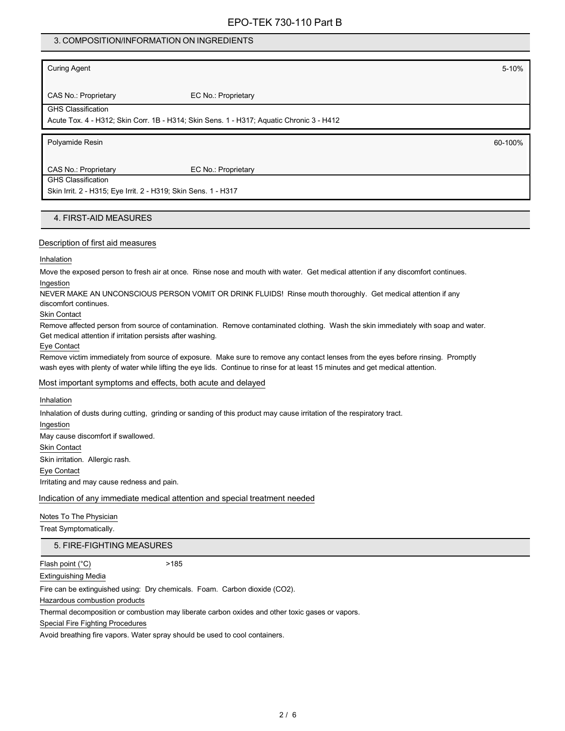## 3. COMPOSITION/INFORMATION ON INGREDIENTS

| Curing Agent | | 5-10% |
|---|---|---|
| CAS No.: Proprietary | EC No.: Proprietary | |
| GHS Classification | | |
| Acute Tox. 4 - H312; Skin Corr. 1B - H314; Skin Sens. 1 - H317; Aquatic Chronic 3 - H412 | | |

| Polyamide Resin | | 60-100% |
|---|---|---|
| CAS No.: Proprietary | EC No.: Proprietary | |
| GHS Classification | | |
| Skin Irrit. 2 - H315; Eye Irrit. 2 - H319; Skin Sens. 1 - H317 | | |

## 4. FIRST-AID MEASURES

### Description of first aid measures

Inhalation

Move the exposed person to fresh air at once. Rinse nose and mouth with water. Get medical attention if any discomfort continues.

Ingestion

NEVER MAKE AN UNCONSCIOUS PERSON VOMIT OR DRINK FLUIDS! Rinse mouth thoroughly. Get medical attention if any discomfort continues.

Skin Contact

Remove affected person from source of contamination. Remove contaminated clothing. Wash the skin immediately with soap and water. Get medical attention if irritation persists after washing.

Eye Contact

Remove victim immediately from source of exposure. Make sure to remove any contact lenses from the eyes before rinsing. Promptly wash eyes with plenty of water while lifting the eye lids. Continue to rinse for at least 15 minutes and get medical attention.

### Most important symptoms and effects, both acute and delayed

Inhalation

Inhalation of dusts during cutting, grinding or sanding of this product may cause irritation of the respiratory tract.

Ingestion

May cause discomfort if swallowed.

Skin Contact

Skin irritation. Allergic rash.

Eye Contact

Irritating and may cause redness and pain.

### Indication of any immediate medical attention and special treatment needed

Notes To The Physician

Treat Symptomatically.

## 5. FIRE-FIGHTING MEASURES

Flash point (°C) >185

Extinguishing Media

Fire can be extinguished using: Dry chemicals. Foam. Carbon dioxide ($CO_2$).

Hazardous combustion products

Thermal decomposition or combustion may liberate carbon oxides and other toxic gases or vapors.

Special Fire Fighting Procedures

Avoid breathing fire vapors. Water spray should be used to cool containers.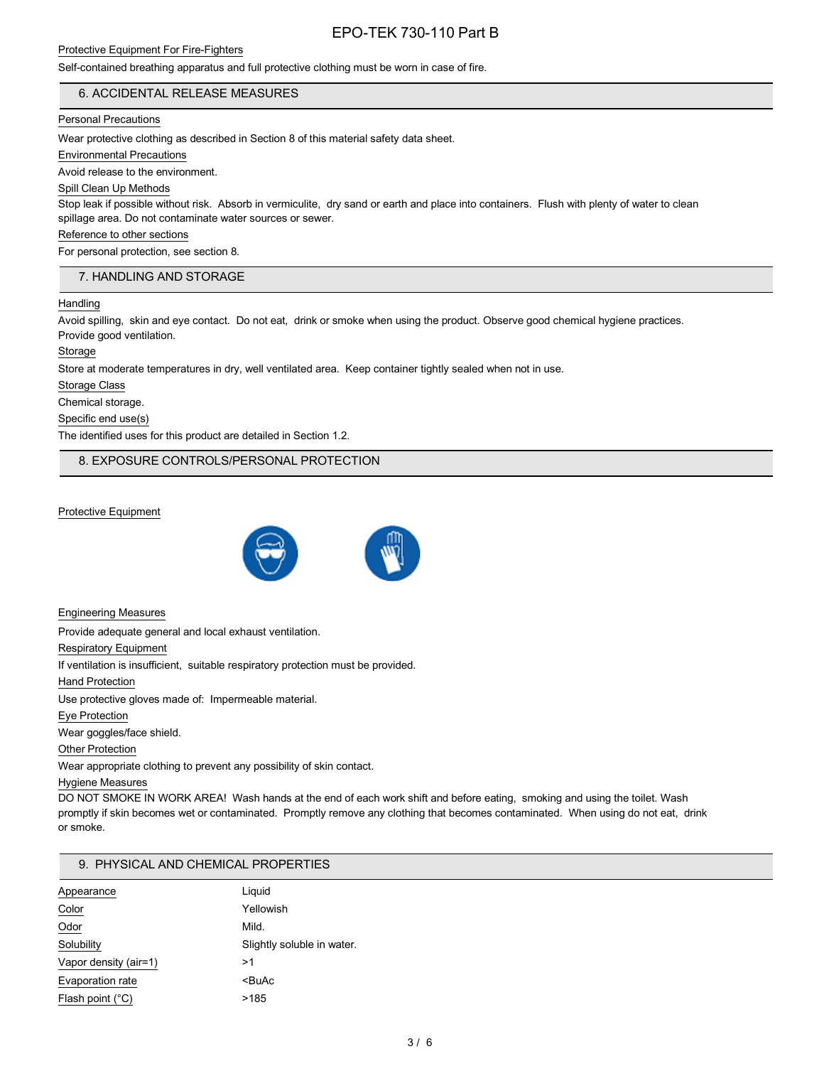Protective Equipment For Fire-Fighters

Self-contained breathing apparatus and full protective clothing must be worn in case of fire.

## 6. ACCIDENTAL RELEASE MEASURES

Personal Precautions

Wear protective clothing as described in Section 8 of this material safety data sheet.

Environmental Precautions

Avoid release to the environment.

Spill Clean Up Methods

Stop leak if possible without risk. Absorb in vermiculite, dry sand or earth and place into containers. Flush with plenty of water to clean spillage area. Do not contaminate water sources or sewer.

Reference to other sections

For personal protection, see section 8.

## 7. HANDLING AND STORAGE

Handling

Avoid spilling, skin and eye contact. Do not eat, drink or smoke when using the product. Observe good chemical hygiene practices. Provide good ventilation.

Storage

Store at moderate temperatures in dry, well ventilated area. Keep container tightly sealed when not in use.

Storage Class

Chemical storage.

Specific end use(s)

The identified uses for this product are detailed in Section 1.2.

## 8. EXPOSURE CONTROLS/PERSONAL PROTECTION

Protective Equipment

Engineering Measures

Provide adequate general and local exhaust ventilation.

Respiratory Equipment

If ventilation is insufficient, suitable respiratory protection must be provided.

Hand Protection

Use protective gloves made of: Impermeable material.

Eye Protection

Wear goggles/face shield.

Other Protection

Wear appropriate clothing to prevent any possibility of skin contact.

Hygiene Measures

DO NOT SMOKE IN WORK AREA! Wash hands at the end of each work shift and before eating, smoking and using the toilet. Wash promptly if skin becomes wet or contaminated. Promptly remove any clothing that becomes contaminated. When using do not eat, drink or smoke.

## 9. PHYSICAL AND CHEMICAL PROPERTIES

| | |
|---|---|
| Appearance | Liquid |
| Color | Yellowish |
| Odor | Mild. |
| Solubility | Slightly soluble in water. |
| Vapor density (air=1) | >1 |
| Evaporation rate | <BuAc |
| Flash point (°C) | >185 |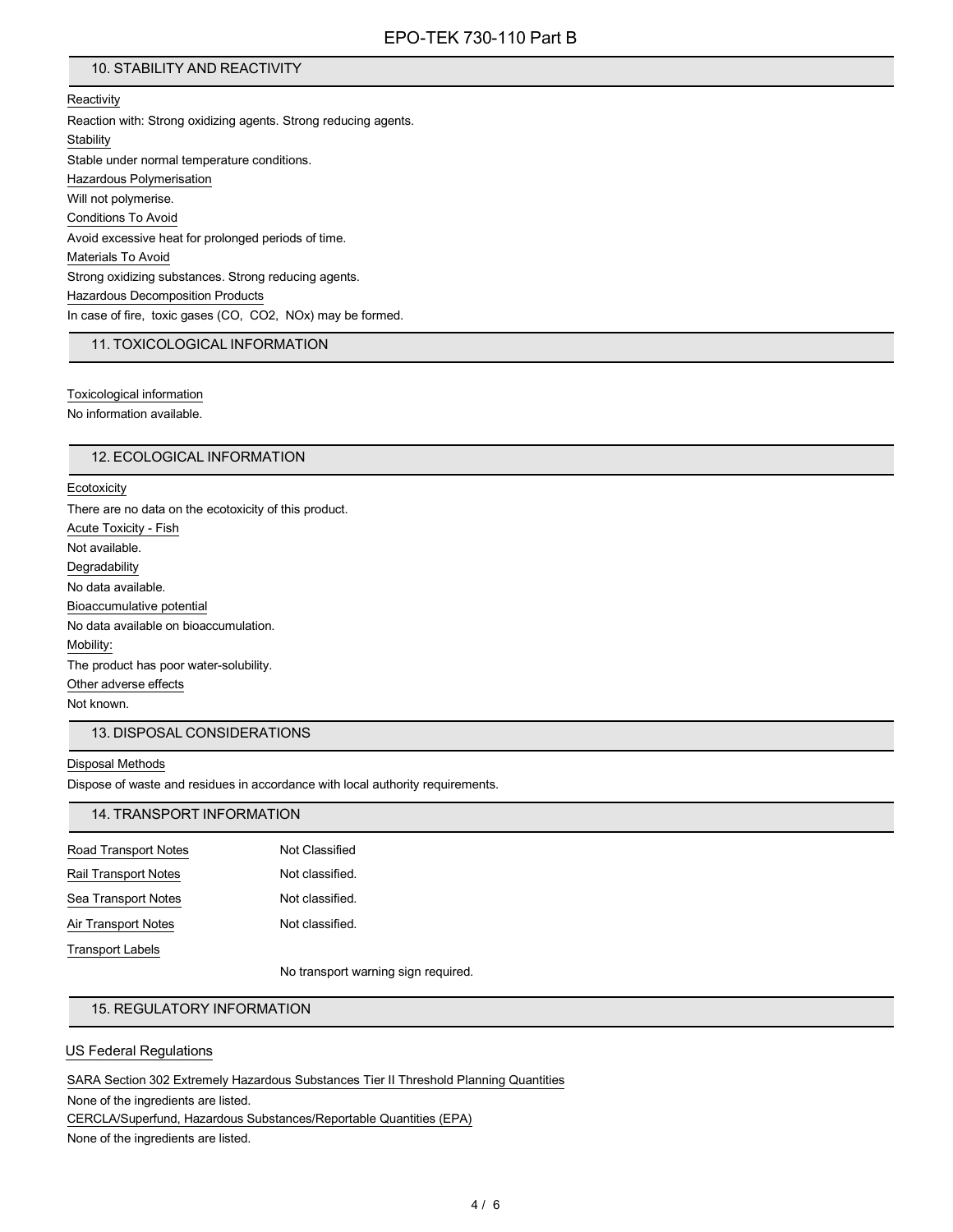## 10. STABILITY AND REACTIVITY

Reactivity

Reaction with: Strong oxidizing agents. Strong reducing agents.

Stability

Stable under normal temperature conditions.

Hazardous Polymerisation

Will not polymerise.

Conditions To Avoid

Avoid excessive heat for prolonged periods of time.

Materials To Avoid

Strong oxidizing substances. Strong reducing agents.

Hazardous Decomposition Products

In case of fire, toxic gases (CO, $CO_2$, $NO_x$) may be formed.

## 11. TOXICOLOGICAL INFORMATION

Toxicological information

No information available.

## 12. ECOLOGICAL INFORMATION

Ecotoxicity

There are no data on the ecotoxicity of this product.

Acute Toxicity - Fish

Not available.

Degradability

No data available.

Bioaccumulative potential

No data available on bioaccumulation.

Mobility:

The product has poor water-solubility.

Other adverse effects

Not known.

## 13. DISPOSAL CONSIDERATIONS

Disposal Methods

Dispose of waste and residues in accordance with local authority requirements.

## 14. TRANSPORT INFORMATION

| | |
|---|---|
| Road Transport Notes | Not Classified |
| Rail Transport Notes | Not classified. |
| Sea Transport Notes | Not classified. |
| Air Transport Notes | Not classified. |
| Transport Labels | No transport warning sign required. |

## 15. REGULATORY INFORMATION

US Federal Regulations

SARA Section 302 Extremely Hazardous Substances Tier II Threshold Planning Quantities

None of the ingredients are listed.

CERCLA/Superfund, Hazardous Substances/Reportable Quantities (EPA)

None of the ingredients are listed.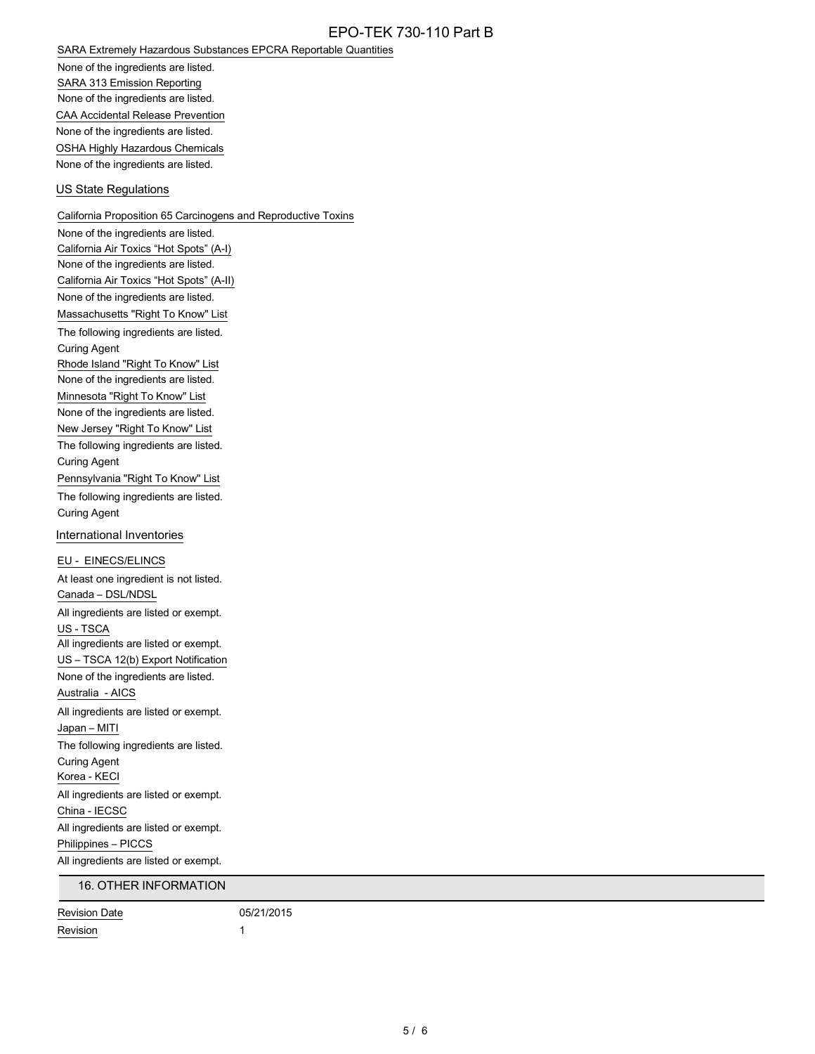SARA Extremely Hazardous Substances EPCRA Reportable Quantities

None of the ingredients are listed.

SARA 313 Emission Reporting

None of the ingredients are listed.

CAA Accidental Release Prevention

None of the ingredients are listed.

OSHA Highly Hazardous Chemicals

None of the ingredients are listed.

### US State Regulations

California Proposition 65 Carcinogens and Reproductive Toxins

None of the ingredients are listed.

California Air Toxics "Hot Spots" (A-I)

None of the ingredients are listed.

California Air Toxics "Hot Spots" (A-II)

None of the ingredients are listed.

Massachusetts "Right To Know" List

The following ingredients are listed.

Curing Agent

Rhode Island "Right To Know" List

None of the ingredients are listed.

Minnesota "Right To Know" List

None of the ingredients are listed.

New Jersey "Right To Know" List

The following ingredients are listed.

Curing Agent

Pennsylvania "Right To Know" List

The following ingredients are listed.

Curing Agent

### International Inventories

EU - EINECS/ELINCS

At least one ingredient is not listed.

Canada – DSL/NDSL

All ingredients are listed or exempt.

US - TSCA

All ingredients are listed or exempt.

US – TSCA 12(b) Export Notification

None of the ingredients are listed.

Australia - AICS

All ingredients are listed or exempt.

Japan – MITI

The following ingredients are listed.

Curing Agent

Korea - KECI

All ingredients are listed or exempt.

China - IECSC

All ingredients are listed or exempt.

Philippines – PICCS

All ingredients are listed or exempt.

## 16. OTHER INFORMATION

| Revision Date | 05/21/2015 |
|---|---|
| Revision | 1 |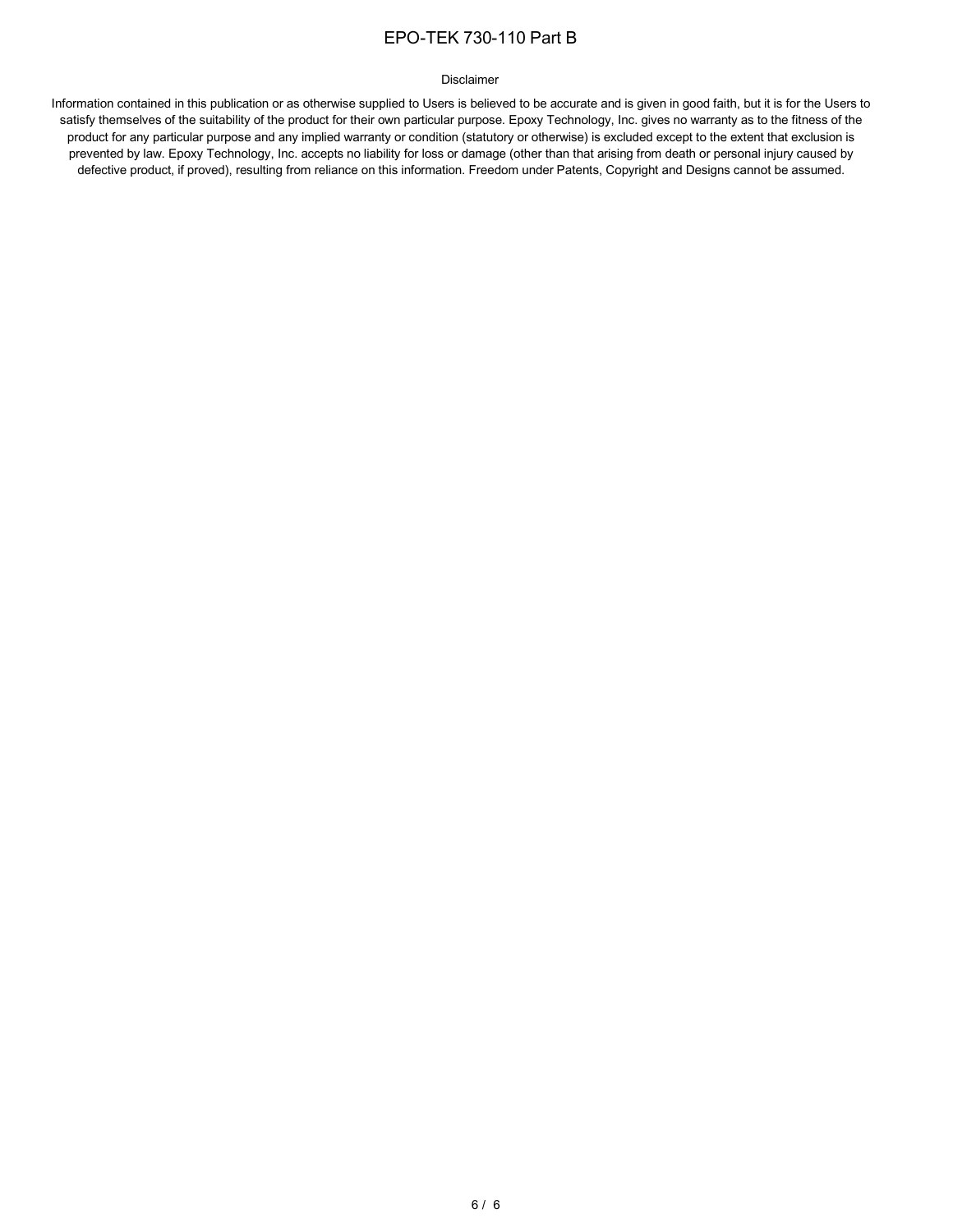Disclaimer

Information contained in this publication or as otherwise supplied to Users is believed to be accurate and is given in good faith, but it is for the Users to satisfy themselves of the suitability of the product for their own particular purpose. Epoxy Technology, Inc. gives no warranty as to the fitness of the product for any particular purpose and any implied warranty or condition (statutory or otherwise) is excluded except to the extent that exclusion is prevented by law. Epoxy Technology, Inc. accepts no liability for loss or damage (other than that arising from death or personal injury caused by defective product, if proved), resulting from reliance on this information. Freedom under Patents, Copyright and Designs cannot be assumed.